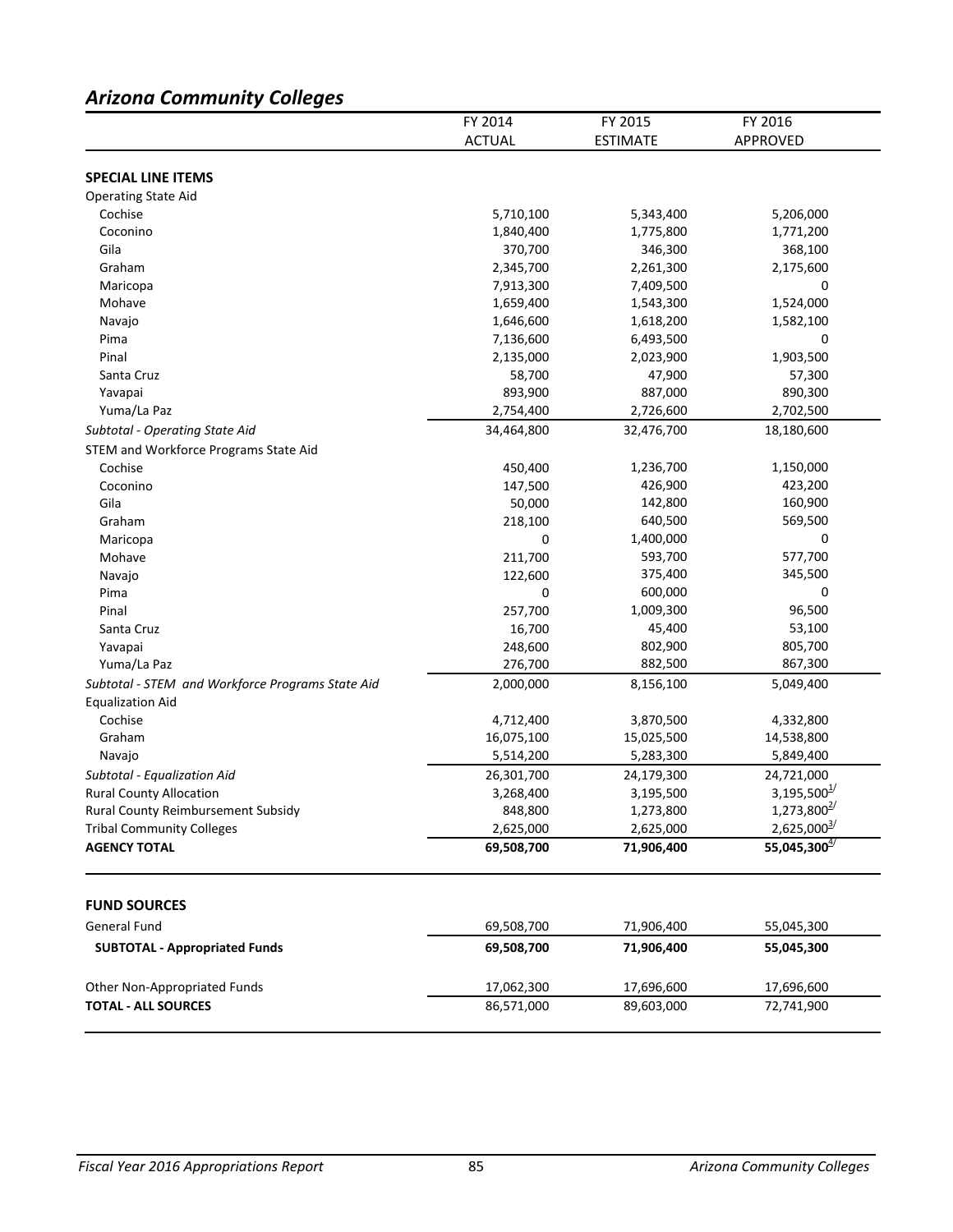# *Arizona Community Colleges*

| | FY 2014 ACTUAL | FY 2015 ESTIMATE | FY 2016 APPROVED |
|---|---|---|---|
| **SPECIAL LINE ITEMS** | | | |
| Operating State Aid | | | |
| Cochise | 5,710,100 | 5,343,400 | 5,206,000 |
| Coconino | 1,840,400 | 1,775,800 | 1,771,200 |
| Gila | 370,700 | 346,300 | 368,100 |
| Graham | 2,345,700 | 2,261,300 | 2,175,600 |
| Maricopa | 7,913,300 | 7,409,500 | 0 |
| Mohave | 1,659,400 | 1,543,300 | 1,524,000 |
| Navajo | 1,646,600 | 1,618,200 | 1,582,100 |
| Pima | 7,136,600 | 6,493,500 | 0 |
| Pinal | 2,135,000 | 2,023,900 | 1,903,500 |
| Santa Cruz | 58,700 | 47,900 | 57,300 |
| Yavapai | 893,900 | 887,000 | 890,300 |
| Yuma/La Paz | 2,754,400 | 2,726,600 | 2,702,500 |
| *Subtotal - Operating State Aid* | 34,464,800 | 32,476,700 | 18,180,600 |
| STEM and Workforce Programs State Aid | | | |
| Cochise | 450,400 | 1,236,700 | 1,150,000 |
| Coconino | 147,500 | 426,900 | 423,200 |
| Gila | 50,000 | 142,800 | 160,900 |
| Graham | 218,100 | 640,500 | 569,500 |
| Maricopa | 0 | 1,400,000 | 0 |
| Mohave | 211,700 | 593,700 | 577,700 |
| Navajo | 122,600 | 375,400 | 345,500 |
| Pima | 0 | 600,000 | 0 |
| Pinal | 257,700 | 1,009,300 | 96,500 |
| Santa Cruz | 16,700 | 45,400 | 53,100 |
| Yavapai | 248,600 | 802,900 | 805,700 |
| Yuma/La Paz | 276,700 | 882,500 | 867,300 |
| *Subtotal - STEM and Workforce Programs State Aid* | 2,000,000 | 8,156,100 | 5,049,400 |
| Equalization Aid | | | |
| Cochise | 4,712,400 | 3,870,500 | 4,332,800 |
| Graham | 16,075,100 | 15,025,500 | 14,538,800 |
| Navajo | 5,514,200 | 5,283,300 | 5,849,400 |
| *Subtotal - Equalization Aid* | 26,301,700 | 24,179,300 | 24,721,000 |
| Rural County Allocation | 3,268,400 | 3,195,500 | 3,195,500 [1/] |
| Rural County Reimbursement Subsidy | 848,800 | 1,273,800 | 1,273,800 [2/] |
| Tribal Community Colleges | 2,625,000 | 2,625,000 | 2,625,000 [3/] |
| **AGENCY TOTAL** | **69,508,700** | **71,906,400** | **55,045,300 [4/]** |
| | | | |
| **FUND SOURCES** | | | |
| General Fund | 69,508,700 | 71,906,400 | 55,045,300 |
| **SUBTOTAL - Appropriated Funds** | **69,508,700** | **71,906,400** | **55,045,300** |
| | | | |
| Other Non-Appropriated Funds | 17,062,300 | 17,696,600 | 17,696,600 |
| **TOTAL - ALL SOURCES** | 86,571,000 | 89,603,000 | 72,741,900 |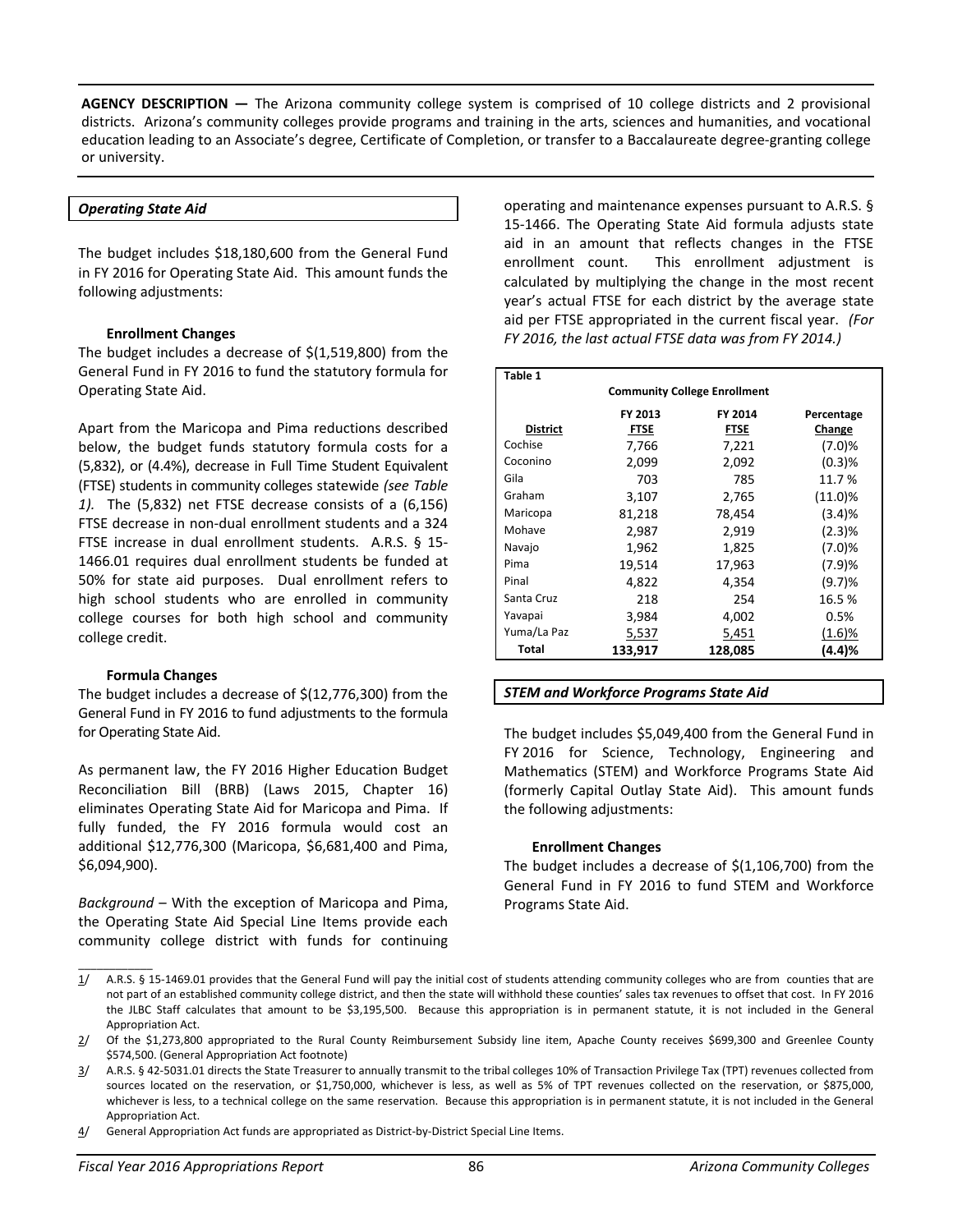**AGENCY DESCRIPTION —** The Arizona community college system is comprised of 10 college districts and 2 provisional districts. Arizona's community colleges provide programs and training in the arts, sciences and humanities, and vocational education leading to an Associate's degree, Certificate of Completion, or transfer to a Baccalaureate degree-granting college or university.

### *Operating State Aid*

The budget includes $18,180,600 from the General Fund in FY 2016 for Operating State Aid. This amount funds the following adjustments:

**Enrollment Changes**

The budget includes a decrease of $(1,519,800) from the General Fund in FY 2016 to fund the statutory formula for Operating State Aid.

Apart from the Maricopa and Pima reductions described below, the budget funds statutory formula costs for a (5,832), or (4.4)%, decrease in Full Time Student Equivalent (FTSE) students in community colleges statewide *(see Table 1).* The (5,832) net FTSE decrease consists of a (6,156) FTSE decrease in non-dual enrollment students and a 324 FTSE increase in dual enrollment students. A.R.S. § 15-1466.01 requires dual enrollment students be funded at 50% for state aid purposes. Dual enrollment refers to high school students who are enrolled in community college courses for both high school and community college credit.

**Formula Changes**

The budget includes a decrease of $(12,776,300) from the General Fund in FY 2016 to fund adjustments to the formula for Operating State Aid.

As permanent law, the FY 2016 Higher Education Budget Reconciliation Bill (BRB) (Laws 2015, Chapter 16) eliminates Operating State Aid for Maricopa and Pima. If fully funded, the FY 2016 formula would cost an additional $12,776,300 (Maricopa, $6,681,400 and Pima, $6,094,900).

*Background* – With the exception of Maricopa and Pima, the Operating State Aid Special Line Items provide each community college district with funds for continuing operating and maintenance expenses pursuant to A.R.S. § 15-1466. The Operating State Aid formula adjusts state aid in an amount that reflects changes in the FTSE enrollment count. This enrollment adjustment is calculated by multiplying the change in the most recent year's actual FTSE for each district by the average state aid per FTSE appropriated in the current fiscal year. *(For FY 2016, the last actual FTSE data was from FY 2014.)*

**Table 1**

**Community College Enrollment**

| District | FY 2013 FTSE | FY 2014 FTSE | Percentage Change |
|---|---|---|---|
| Cochise | 7,766 | 7,221 | (7.0)% |
| Coconino | 2,099 | 2,092 | (0.3)% |
| Gila | 703 | 785 | 11.7 % |
| Graham | 3,107 | 2,765 | (11.0)% |
| Maricopa | 81,218 | 78,454 | (3.4)% |
| Mohave | 2,987 | 2,919 | (2.3)% |
| Navajo | 1,962 | 1,825 | (7.0)% |
| Pima | 19,514 | 17,963 | (7.9)% |
| Pinal | 4,822 | 4,354 | (9.7)% |
| Santa Cruz | 218 | 254 | 16.5 % |
| Yavapai | 3,984 | 4,002 | 0.5% |
| Yuma/La Paz | 5,537 | 5,451 | (1.6)% |
| **Total** | **133,917** | **128,085** | **(4.4)%** |

### *STEM and Workforce Programs State Aid*

The budget includes $5,049,400 from the General Fund in FY 2016 for Science, Technology, Engineering and Mathematics (STEM) and Workforce Programs State Aid (formerly Capital Outlay State Aid). This amount funds the following adjustments:

**Enrollment Changes**

The budget includes a decrease of $(1,106,700) from the General Fund in FY 2016 to fund STEM and Workforce Programs State Aid.

---

1/ A.R.S. § 15-1469.01 provides that the General Fund will pay the initial cost of students attending community colleges who are from counties that are not part of an established community college district, and then the state will withhold these counties' sales tax revenues to offset that cost. In FY 2016 the JLBC Staff calculates that amount to be $3,195,500. Because this appropriation is in permanent statute, it is not included in the General Appropriation Act.

2/ Of the $1,273,800 appropriated to the Rural County Reimbursement Subsidy line item, Apache County receives $699,300 and Greenlee County $574,500. (General Appropriation Act footnote)

3/ A.R.S. § 42-5031.01 directs the State Treasurer to annually transmit to the tribal colleges 10% of Transaction Privilege Tax (TPT) revenues collected from sources located on the reservation, or $1,750,000, whichever is less, as well as 5% of TPT revenues collected on the reservation, or $875,000, whichever is less, to a technical college on the same reservation. Because this appropriation is in permanent statute, it is not included in the General Appropriation Act.

4/ General Appropriation Act funds are appropriated as District-by-District Special Line Items.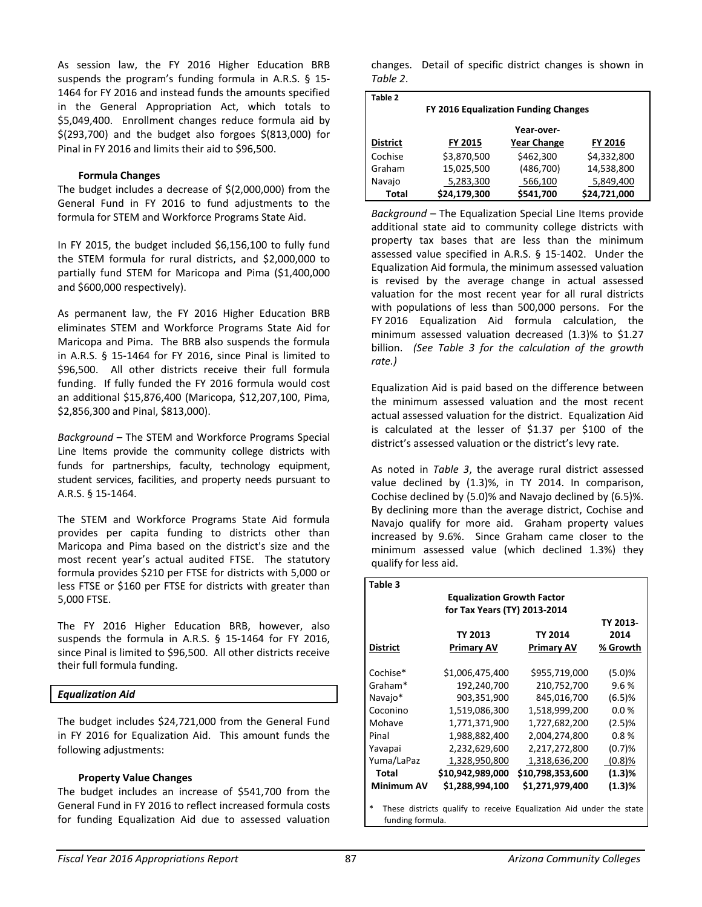As session law, the FY 2016 Higher Education BRB suspends the program's funding formula in A.R.S. § 15-1464 for FY 2016 and instead funds the amounts specified in the General Appropriation Act, which totals to $5,049,400. Enrollment changes reduce formula aid by $(293,700) and the budget also forgoes $(813,000) for Pinal in FY 2016 and limits their aid to $96,500.

#### Formula Changes

The budget includes a decrease of $(2,000,000) from the General Fund in FY 2016 to fund adjustments to the formula for STEM and Workforce Programs State Aid.

In FY 2015, the budget included $6,156,100 to fully fund the STEM formula for rural districts, and $2,000,000 to partially fund STEM for Maricopa and Pima ($1,400,000 and $600,000 respectively).

As permanent law, the FY 2016 Higher Education BRB eliminates STEM and Workforce Programs State Aid for Maricopa and Pima. The BRB also suspends the formula in A.R.S. § 15-1464 for FY 2016, since Pinal is limited to $96,500. All other districts receive their full formula funding. If fully funded the FY 2016 formula would cost an additional $15,876,400 (Maricopa, $12,207,100, Pima, $2,856,300 and Pinal, $813,000).

*Background* – The STEM and Workforce Programs Special Line Items provide the community college districts with funds for partnerships, faculty, technology equipment, student services, facilities, and property needs pursuant to A.R.S. § 15-1464.

The STEM and Workforce Programs State Aid formula provides per capita funding to districts other than Maricopa and Pima based on the district's size and the most recent year's actual audited FTSE. The statutory formula provides $210 per FTSE for districts with 5,000 or less FTSE or $160 per FTSE for districts with greater than 5,000 FTSE.

The FY 2016 Higher Education BRB, however, also suspends the formula in A.R.S. § 15-1464 for FY 2016, since Pinal is limited to $96,500. All other districts receive their full formula funding.

### *Equalization Aid*

The budget includes $24,721,000 from the General Fund in FY 2016 for Equalization Aid. This amount funds the following adjustments:

#### Property Value Changes

The budget includes an increase of $541,700 from the General Fund in FY 2016 to reflect increased formula costs for funding Equalization Aid due to assessed valuation changes. Detail of specific district changes is shown in *Table 2*.

**Table 2**

**FY 2016 Equalization Funding Changes**

| District | FY 2015 | Year-over-Year Change | FY 2016 |
|---|---|---|---|
| Cochise | $3,870,500 | $462,300 | $4,332,800 |
| Graham | 15,025,500 | (486,700) | 14,538,800 |
| Navajo | 5,283,300 | 566,100 | 5,849,400 |
| **Total** | **$24,179,300** | **$541,700** | **$24,721,000** |

*Background* – The Equalization Special Line Items provide additional state aid to community college districts with property tax bases that are less than the minimum assessed value specified in A.R.S. § 15-1402. Under the Equalization Aid formula, the minimum assessed valuation is revised by the average change in actual assessed valuation for the most recent year for all rural districts with populations of less than 500,000 persons. For the FY 2016 Equalization Aid formula calculation, the minimum assessed valuation decreased (1.3)% to $1.27 billion. *(See Table 3 for the calculation of the growth rate.)*

Equalization Aid is paid based on the difference between the minimum assessed valuation and the most recent actual assessed valuation for the district. Equalization Aid is calculated at the lesser of $1.37 per $100 of the district's assessed valuation or the district's levy rate.

As noted in *Table 3*, the average rural district assessed value declined by (1.3)%, in TY 2014. In comparison, Cochise declined by (5.0)% and Navajo declined by (6.5)%. By declining more than the average district, Cochise and Navajo qualify for more aid. Graham property values increased by 9.6%. Since Graham came closer to the minimum assessed value (which declined 1.3%) they qualify for less aid.

**Table 3**

**Equalization Growth Factor for Tax Years (TY) 2013-2014**

| District | TY 2013 Primary AV | TY 2014 Primary AV | TY 2013-2014 % Growth |
|---|---|---|---|
| Cochise* | $1,006,475,400 | $955,719,000 | (5.0)% |
| Graham* | 192,240,700 | 210,752,700 | 9.6 % |
| Navajo* | 903,351,900 | 845,016,700 | (6.5)% |
| Coconino | 1,519,086,300 | 1,518,999,200 | 0.0 % |
| Mohave | 1,771,371,900 | 1,727,682,200 | (2.5)% |
| Pinal | 1,988,882,400 | 2,004,274,800 | 0.8 % |
| Yavapai | 2,232,629,600 | 2,217,272,800 | (0.7)% |
| Yuma/LaPaz | 1,328,950,800 | 1,318,636,200 | (0.8)% |
| **Total** | **$10,942,989,000** | **$10,798,353,600** | **(1.3)%** |
| **Minimum AV** | **$1,288,994,100** | **$1,271,979,400** | **(1.3)%** |

\* These districts qualify to receive Equalization Aid under the state funding formula.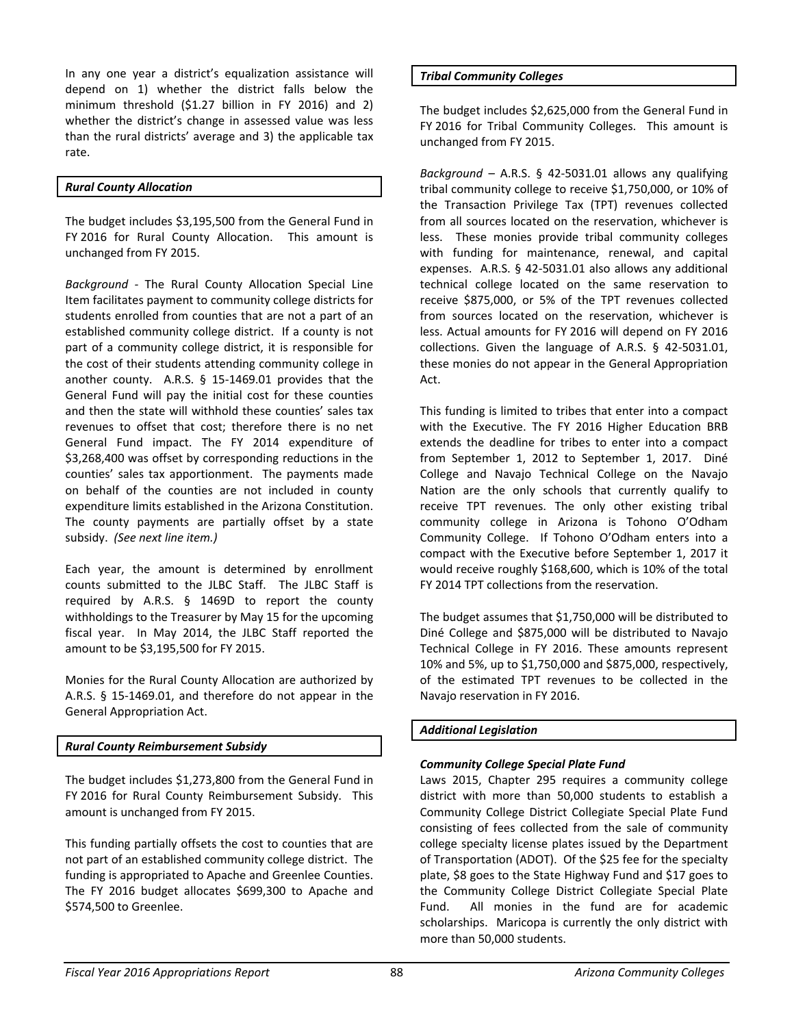In any one year a district's equalization assistance will depend on 1) whether the district falls below the minimum threshold ($1.27 billion in FY 2016) and 2) whether the district's change in assessed value was less than the rural districts' average and 3) the applicable tax rate.

### *Rural County Allocation*

The budget includes $3,195,500 from the General Fund in FY 2016 for Rural County Allocation. This amount is unchanged from FY 2015.

*Background* - The Rural County Allocation Special Line Item facilitates payment to community college districts for students enrolled from counties that are not a part of an established community college district. If a county is not part of a community college district, it is responsible for the cost of their students attending community college in another county. A.R.S. § 15-1469.01 provides that the General Fund will pay the initial cost for these counties and then the state will withhold these counties' sales tax revenues to offset that cost; therefore there is no net General Fund impact. The FY 2014 expenditure of $3,268,400 was offset by corresponding reductions in the counties' sales tax apportionment. The payments made on behalf of the counties are not included in county expenditure limits established in the Arizona Constitution. The county payments are partially offset by a state subsidy. *(See next line item.)*

Each year, the amount is determined by enrollment counts submitted to the JLBC Staff. The JLBC Staff is required by A.R.S. § 1469D to report the county withholdings to the Treasurer by May 15 for the upcoming fiscal year. In May 2014, the JLBC Staff reported the amount to be $3,195,500 for FY 2015.

Monies for the Rural County Allocation are authorized by A.R.S. § 15-1469.01, and therefore do not appear in the General Appropriation Act.

### *Rural County Reimbursement Subsidy*

The budget includes $1,273,800 from the General Fund in FY 2016 for Rural County Reimbursement Subsidy. This amount is unchanged from FY 2015.

This funding partially offsets the cost to counties that are not part of an established community college district. The funding is appropriated to Apache and Greenlee Counties. The FY 2016 budget allocates $699,300 to Apache and $574,500 to Greenlee.

### *Tribal Community Colleges*

The budget includes $2,625,000 from the General Fund in FY 2016 for Tribal Community Colleges. This amount is unchanged from FY 2015.

*Background* – A.R.S. § 42-5031.01 allows any qualifying tribal community college to receive $1,750,000, or 10% of the Transaction Privilege Tax (TPT) revenues collected from all sources located on the reservation, whichever is less. These monies provide tribal community colleges with funding for maintenance, renewal, and capital expenses. A.R.S. § 42-5031.01 also allows any additional technical college located on the same reservation to receive $875,000, or 5% of the TPT revenues collected from sources located on the reservation, whichever is less. Actual amounts for FY 2016 will depend on FY 2016 collections. Given the language of A.R.S. § 42-5031.01, these monies do not appear in the General Appropriation Act.

This funding is limited to tribes that enter into a compact with the Executive. The FY 2016 Higher Education BRB extends the deadline for tribes to enter into a compact from September 1, 2012 to September 1, 2017. Diné College and Navajo Technical College on the Navajo Nation are the only schools that currently qualify to receive TPT revenues. The only other existing tribal community college in Arizona is Tohono O'Odham Community College. If Tohono O'Odham enters into a compact with the Executive before September 1, 2017 it would receive roughly $168,600, which is 10% of the total FY 2014 TPT collections from the reservation.

The budget assumes that $1,750,000 will be distributed to Diné College and $875,000 will be distributed to Navajo Technical College in FY 2016. These amounts represent 10% and 5%, up to $1,750,000 and $875,000, respectively, of the estimated TPT revenues to be collected in the Navajo reservation in FY 2016.

### *Additional Legislation*

***Community College Special Plate Fund***

Laws 2015, Chapter 295 requires a community college district with more than 50,000 students to establish a Community College District Collegiate Special Plate Fund consisting of fees collected from the sale of community college specialty license plates issued by the Department of Transportation (ADOT). Of the $25 fee for the specialty plate, $8 goes to the State Highway Fund and $17 goes to the Community College District Collegiate Special Plate Fund. All monies in the fund are for academic scholarships. Maricopa is currently the only district with more than 50,000 students.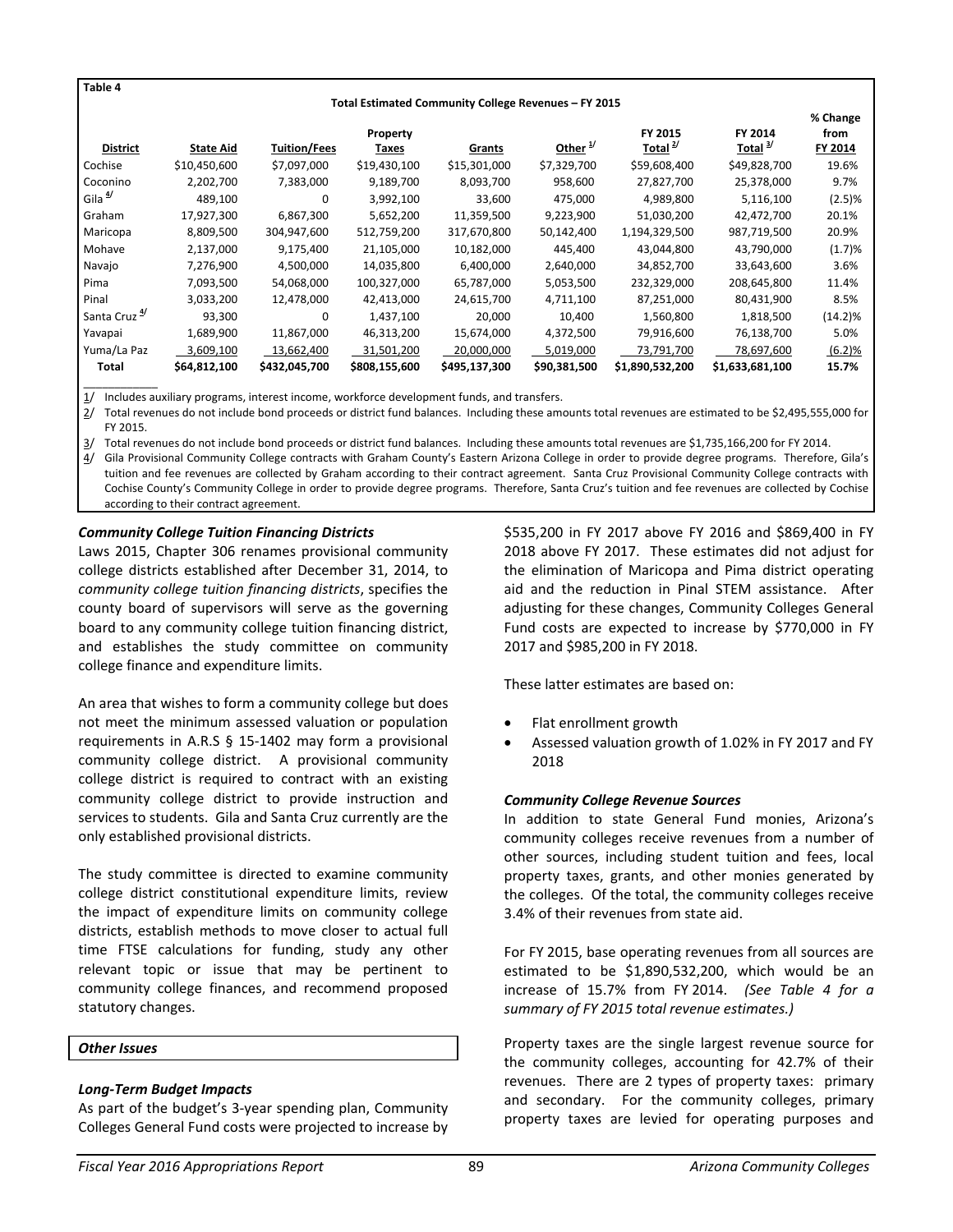**Table 4**

**Total Estimated Community College Revenues – FY 2015**

| District | State Aid | Tuition/Fees | Property Taxes | Grants | Other [1/] | FY 2015 Total [2/] | FY 2014 Total [3/] | % Change from FY 2014 |
|---|---|---|---|---|---|---|---|---|
| Cochise | $10,450,600 | $7,097,000 | $19,430,100 | $15,301,000 | $7,329,700 | $59,608,400 | $49,828,700 | 19.6% |
| Coconino | 2,202,700 | 7,383,000 | 9,189,700 | 8,093,700 | 958,600 | 27,827,700 | 25,378,000 | 9.7% |
| Gila [4/] | 489,100 | 0 | 3,992,100 | 33,600 | 475,000 | 4,989,800 | 5,116,100 | (2.5)% |
| Graham | 17,927,300 | 6,867,300 | 5,652,200 | 11,359,500 | 9,223,900 | 51,030,200 | 42,472,700 | 20.1% |
| Maricopa | 8,809,500 | 304,947,600 | 512,759,200 | 317,670,800 | 50,142,400 | 1,194,329,500 | 987,719,500 | 20.9% |
| Mohave | 2,137,000 | 9,175,400 | 21,105,000 | 10,182,000 | 445,400 | 43,044,800 | 43,790,000 | (1.7)% |
| Navajo | 7,276,900 | 4,500,000 | 14,035,800 | 6,400,000 | 2,640,000 | 34,852,700 | 33,643,600 | 3.6% |
| Pima | 7,093,500 | 54,068,000 | 100,327,000 | 65,787,000 | 5,053,500 | 232,329,000 | 208,645,800 | 11.4% |
| Pinal | 3,033,200 | 12,478,000 | 42,413,000 | 24,615,700 | 4,711,100 | 87,251,000 | 80,431,900 | 8.5% |
| Santa Cruz [4/] | 93,300 | 0 | 1,437,100 | 20,000 | 10,400 | 1,560,800 | 1,818,500 | (14.2)% |
| Yavapai | 1,689,900 | 11,867,000 | 46,313,200 | 15,674,000 | 4,372,500 | 79,916,600 | 76,138,700 | 5.0% |
| Yuma/La Paz | 3,609,100 | 13,662,400 | 31,501,200 | 20,000,000 | 5,019,000 | 73,791,700 | 78,697,600 | (6.2)% |
| **Total** | **$64,812,100** | **$432,045,700** | **$808,155,600** | **$495,137,300** | **$90,381,500** | **$1,890,532,200** | **$1,633,681,100** | **15.7%** |

1/ Includes auxiliary programs, interest income, workforce development funds, and transfers.

2/ Total revenues do not include bond proceeds or district fund balances. Including these amounts total revenues are estimated to be $2,495,555,000 for FY 2015.

3/ Total revenues do not include bond proceeds or district fund balances. Including these amounts total revenues are $1,735,166,200 for FY 2014.

4/ Gila Provisional Community College contracts with Graham County's Eastern Arizona College in order to provide degree programs. Therefore, Gila's tuition and fee revenues are collected by Graham according to their contract agreement. Santa Cruz Provisional Community College contracts with Cochise County's Community College in order to provide degree programs. Therefore, Santa Cruz's tuition and fee revenues are collected by Cochise according to their contract agreement.

***Community College Tuition Financing Districts***

Laws 2015, Chapter 306 renames provisional community college districts established after December 31, 2014, to *community college tuition financing districts*, specifies the county board of supervisors will serve as the governing board to any community college tuition financing district, and establishes the study committee on community college finance and expenditure limits.

An area that wishes to form a community college but does not meet the minimum assessed valuation or population requirements in A.R.S § 15-1402 may form a provisional community college district. A provisional community college district is required to contract with an existing community college district to provide instruction and services to students. Gila and Santa Cruz currently are the only established provisional districts.

The study committee is directed to examine community college district constitutional expenditure limits, review the impact of expenditure limits on community college districts, establish methods to move closer to actual full time FTSE calculations for funding, study any other relevant topic or issue that may be pertinent to community college finances, and recommend proposed statutory changes.

***Other Issues***

***Long-Term Budget Impacts***

As part of the budget's 3-year spending plan, Community Colleges General Fund costs were projected to increase by $535,200 in FY 2017 above FY 2016 and $869,400 in FY 2018 above FY 2017. These estimates did not adjust for the elimination of Maricopa and Pima district operating aid and the reduction in Pinal STEM assistance. After adjusting for these changes, Community Colleges General Fund costs are expected to increase by $770,000 in FY 2017 and $985,200 in FY 2018.

These latter estimates are based on:

- Flat enrollment growth
- Assessed valuation growth of 1.02% in FY 2017 and FY 2018

***Community College Revenue Sources***

In addition to state General Fund monies, Arizona's community colleges receive revenues from a number of other sources, including student tuition and fees, local property taxes, grants, and other monies generated by the colleges. Of the total, the community colleges receive 3.4% of their revenues from state aid.

For FY 2015, base operating revenues from all sources are estimated to be $1,890,532,200, which would be an increase of 15.7% from FY 2014. *(See Table 4 for a summary of FY 2015 total revenue estimates.)*

Property taxes are the single largest revenue source for the community colleges, accounting for 42.7% of their revenues. There are 2 types of property taxes: primary and secondary. For the community colleges, primary property taxes are levied for operating purposes and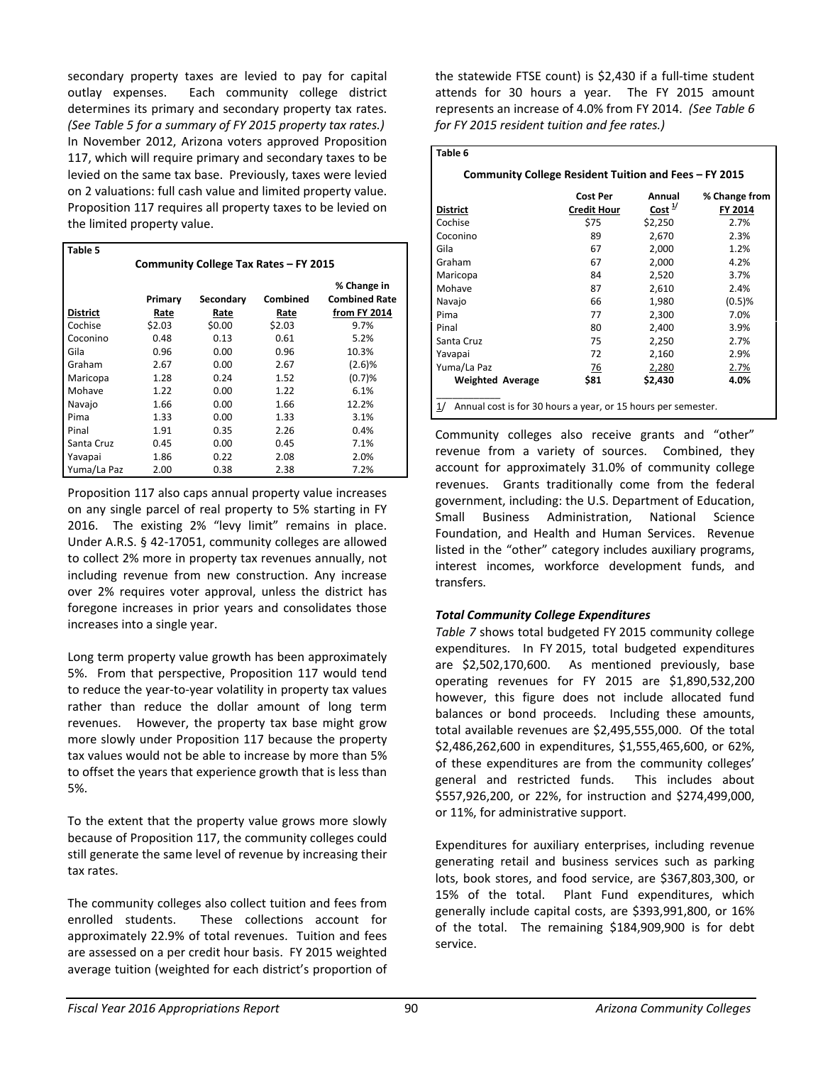secondary property taxes are levied to pay for capital outlay expenses. Each community college district determines its primary and secondary property tax rates. *(See Table 5 for a summary of FY 2015 property tax rates.)* In November 2012, Arizona voters approved Proposition 117, which will require primary and secondary taxes to be levied on the same tax base. Previously, taxes were levied on 2 valuations: full cash value and limited property value. Proposition 117 requires all property taxes to be levied on the limited property value.

**Table 5**

**Community College Tax Rates – FY 2015**

| District | Primary Rate | Secondary Rate | Combined Rate | % Change in Combined Rate from FY 2014 |
|---|---|---|---|---|
| Cochise | $2.03 | $0.00 | $2.03 | 9.7% |
| Coconino | 0.48 | 0.13 | 0.61 | 5.2% |
| Gila | 0.96 | 0.00 | 0.96 | 10.3% |
| Graham | 2.67 | 0.00 | 2.67 | (2.6)% |
| Maricopa | 1.28 | 0.24 | 1.52 | (0.7)% |
| Mohave | 1.22 | 0.00 | 1.22 | 6.1% |
| Navajo | 1.66 | 0.00 | 1.66 | 12.2% |
| Pima | 1.33 | 0.00 | 1.33 | 3.1% |
| Pinal | 1.91 | 0.35 | 2.26 | 0.4% |
| Santa Cruz | 0.45 | 0.00 | 0.45 | 7.1% |
| Yavapai | 1.86 | 0.22 | 2.08 | 2.0% |
| Yuma/La Paz | 2.00 | 0.38 | 2.38 | 7.2% |

Proposition 117 also caps annual property value increases on any single parcel of real property to 5% starting in FY 2016. The existing 2% "levy limit" remains in place. Under A.R.S. § 42-17051, community colleges are allowed to collect 2% more in property tax revenues annually, not including revenue from new construction. Any increase over 2% requires voter approval, unless the district has foregone increases in prior years and consolidates those increases into a single year.

Long term property value growth has been approximately 5%. From that perspective, Proposition 117 would tend to reduce the year-to-year volatility in property tax values rather than reduce the dollar amount of long term revenues. However, the property tax base might grow more slowly under Proposition 117 because the property tax values would not be able to increase by more than 5% to offset the years that experience growth that is less than 5%.

To the extent that the property value grows more slowly because of Proposition 117, the community colleges could still generate the same level of revenue by increasing their tax rates.

The community colleges also collect tuition and fees from enrolled students. These collections account for approximately 22.9% of total revenues. Tuition and fees are assessed on a per credit hour basis. FY 2015 weighted average tuition (weighted for each district's proportion of the statewide FTSE count) is $2,430 if a full-time student attends for 30 hours a year. The FY 2015 amount represents an increase of 4.0% from FY 2014. *(See Table 6 for FY 2015 resident tuition and fee rates.)*

**Table 6**

**Community College Resident Tuition and Fees – FY 2015**

| District | Cost Per Credit Hour | Annual Cost 1/ | % Change from FY 2014 |
|---|---|---|---|
| Cochise | $75 | $2,250 | 2.7% |
| Coconino | 89 | 2,670 | 2.3% |
| Gila | 67 | 2,000 | 1.2% |
| Graham | 67 | 2,000 | 4.2% |
| Maricopa | 84 | 2,520 | 3.7% |
| Mohave | 87 | 2,610 | 2.4% |
| Navajo | 66 | 1,980 | (0.5)% |
| Pima | 77 | 2,300 | 7.0% |
| Pinal | 80 | 2,400 | 3.9% |
| Santa Cruz | 75 | 2,250 | 2.7% |
| Yavapai | 72 | 2,160 | 2.9% |
| Yuma/La Paz | 76 | 2,280 | 2.7% |
| **Weighted Average** | **$81** | **$2,430** | **4.0%** |

1/ Annual cost is for 30 hours a year, or 15 hours per semester.

Community colleges also receive grants and "other" revenue from a variety of sources. Combined, they account for approximately 31.0% of community college revenues. Grants traditionally come from the federal government, including: the U.S. Department of Education, Small Business Administration, National Science Foundation, and Health and Human Services. Revenue listed in the "other" category includes auxiliary programs, interest incomes, workforce development funds, and transfers.

### *Total Community College Expenditures*

*Table 7* shows total budgeted FY 2015 community college expenditures. In FY 2015, total budgeted expenditures are $2,502,170,600. As mentioned previously, base operating revenues for FY 2015 are $1,890,532,200 however, this figure does not include allocated fund balances or bond proceeds. Including these amounts, total available revenues are $2,495,555,000. Of the total $2,486,262,600 in expenditures, $1,555,465,600, or 62%, of these expenditures are from the community colleges' general and restricted funds. This includes about $557,926,200, or 22%, for instruction and $274,499,000, or 11%, for administrative support.

Expenditures for auxiliary enterprises, including revenue generating retail and business services such as parking lots, book stores, and food service, are $367,803,300, or 15% of the total. Plant Fund expenditures, which generally include capital costs, are $393,991,800, or 16% of the total. The remaining $184,909,900 is for debt service.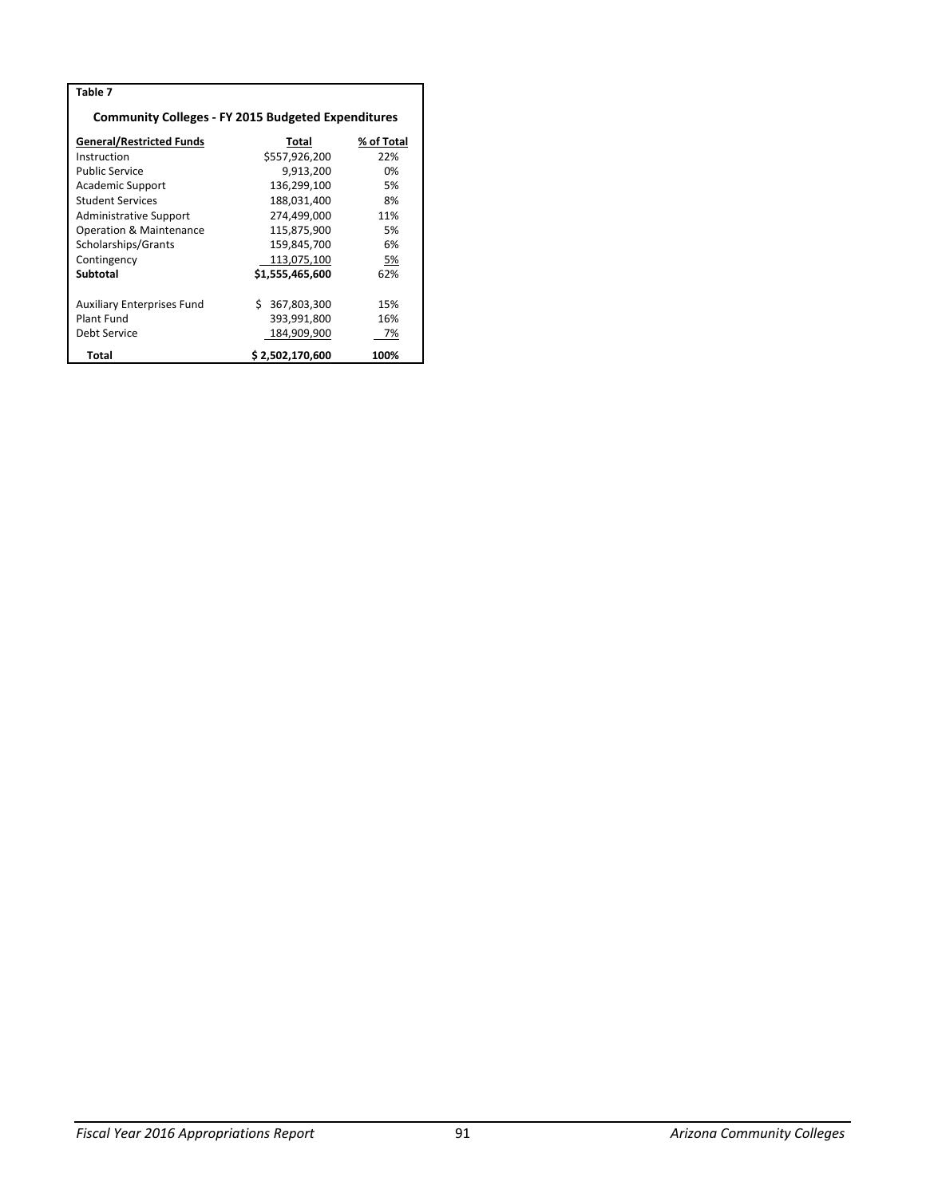**Table 7**

**Community Colleges - FY 2015 Budgeted Expenditures**

| General/Restricted Funds | Total | % of Total |
|---|---|---|
| Instruction | $557,926,200 | 22% |
| Public Service | 9,913,200 | 0% |
| Academic Support | 136,299,100 | 5% |
| Student Services | 188,031,400 | 8% |
| Administrative Support | 274,499,000 | 11% |
| Operation & Maintenance | 115,875,900 | 5% |
| Scholarships/Grants | 159,845,700 | 6% |
| Contingency | 113,075,100 | 5% |
| **Subtotal** | **$1,555,465,600** | 62% |
| | | |
| Auxiliary Enterprises Fund | $ 367,803,300 | 15% |
| Plant Fund | 393,991,800 | 16% |
| Debt Service | 184,909,900 | 7% |
| **Total** | **$ 2,502,170,600** | **100%** |